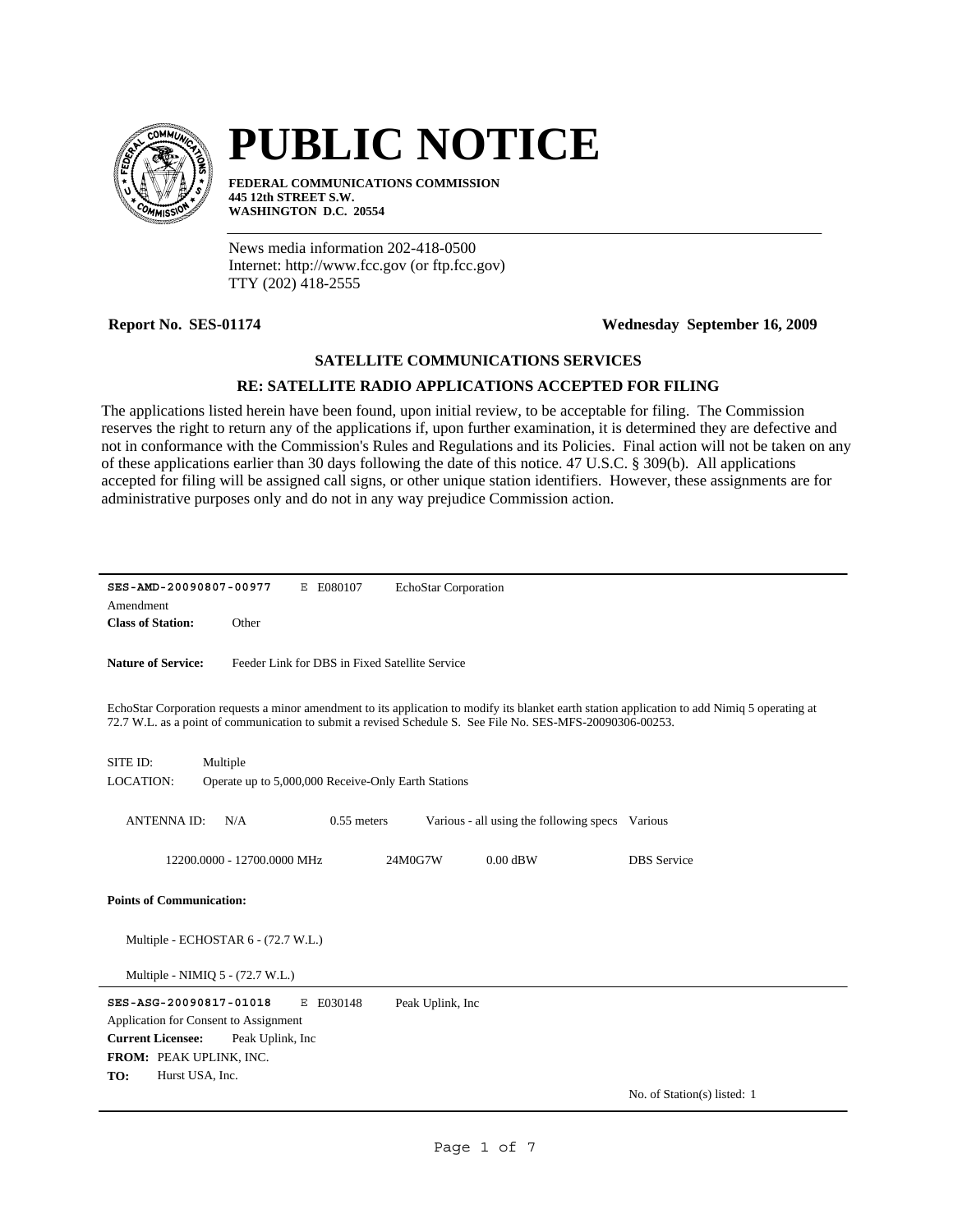# PUBLIC NOTICE

**FEDERAL COMMUNICATIONS COMMISSION**
**445 12th STREET S.W.**
**WASHINGTON D.C. 20554**

News media information 202-418-0500
Internet: http://www.fcc.gov (or ftp.fcc.gov)
TTY (202) 418-2555

**Report No. SES-01174** **Wednesday September 16, 2009**

### SATELLITE COMMUNICATIONS SERVICES

### RE: SATELLITE RADIO APPLICATIONS ACCEPTED FOR FILING

The applications listed herein have been found, upon initial review, to be acceptable for filing. The Commission reserves the right to return any of the applications if, upon further examination, it is determined they are defective and not in conformance with the Commission's Rules and Regulations and its Policies. Final action will not be taken on any of these applications earlier than 30 days following the date of this notice. 47 U.S.C. § 309(b). All applications accepted for filing will be assigned call signs, or other unique station identifiers. However, these assignments are for administrative purposes only and do not in any way prejudice Commission action.

---

**SES-AMD-20090807-00977** E E080107 EchoStar Corporation

Amendment

**Class of Station:** Other

**Nature of Service:** Feeder Link for DBS in Fixed Satellite Service

EchoStar Corporation requests a minor amendment to its application to modify its blanket earth station application to add Nimiq 5 operating at 72.7 W.L. as a point of communication to submit a revised Schedule S. See File No. SES-MFS-20090306-00253.

SITE ID: Multiple

LOCATION: Operate up to 5,000,000 Receive-Only Earth Stations

| | | | |
|---|---|---|---|
| ANTENNA ID: N/A | 0.55 meters | Various - all using the following specs | Various |
| 12200.0000 - 12700.0000 MHz | 24M0G7W | 0.00 dBW | DBS Service |

**Points of Communication:**

Multiple - ECHOSTAR 6 - (72.7 W.L.)

Multiple - NIMIQ 5 - (72.7 W.L.)

---

**SES-ASG-20090817-01018** E E030148 Peak Uplink, Inc

Application for Consent to Assignment

**Current Licensee:** Peak Uplink, Inc

**FROM:** PEAK UPLINK, INC.

**TO:** Hurst USA, Inc.

No. of Station(s) listed: 1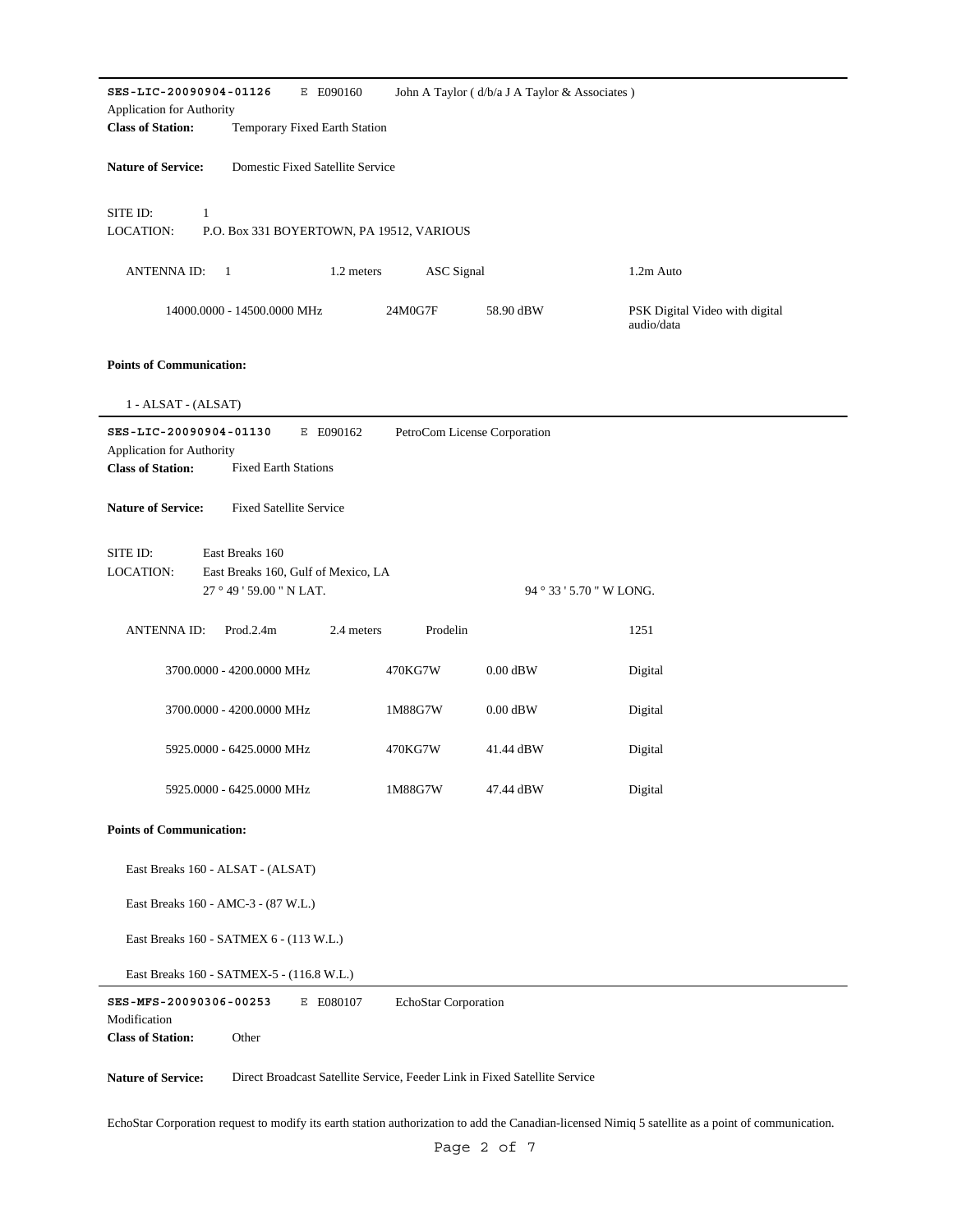**SES-LIC-20090904-01126** E E090160 John A Taylor ( d/b/a J A Taylor & Associates )

Application for Authority

**Class of Station:** Temporary Fixed Earth Station

**Nature of Service:** Domestic Fixed Satellite Service

SITE ID: 1

LOCATION: P.O. Box 331 BOYERTOWN, PA 19512, VARIOUS

| | | | | |
|---|---|---|---|---|
| ANTENNA ID: 1 | 1.2 meters | ASC Signal | | 1.2m Auto |
| 14000.0000 - 14500.0000 MHz | | 24M0G7F | 58.90 dBW | PSK Digital Video with digital audio/data |

**Points of Communication:**

1 - ALSAT - (ALSAT)

---

**SES-LIC-20090904-01130** E E090162 PetroCom License Corporation

Application for Authority

**Class of Station:** Fixed Earth Stations

**Nature of Service:** Fixed Satellite Service

SITE ID: East Breaks 160

LOCATION: East Breaks 160, Gulf of Mexico, LA

27 ° 49 ' 59.00 " N LAT. 94 ° 33 ' 5.70 " W LONG.

| | | | | |
|---|---|---|---|---|
| ANTENNA ID: Prod.2.4m | 2.4 meters | Prodelin | | 1251 |
| 3700.0000 - 4200.0000 MHz | | 470KG7W | 0.00 dBW | Digital |
| 3700.0000 - 4200.0000 MHz | | 1M88G7W | 0.00 dBW | Digital |
| 5925.0000 - 6425.0000 MHz | | 470KG7W | 41.44 dBW | Digital |
| 5925.0000 - 6425.0000 MHz | | 1M88G7W | 47.44 dBW | Digital |

**Points of Communication:**

East Breaks 160 - ALSAT - (ALSAT)

East Breaks 160 - AMC-3 - (87 W.L.)

East Breaks 160 - SATMEX 6 - (113 W.L.)

East Breaks 160 - SATMEX-5 - (116.8 W.L.)

---

**SES-MFS-20090306-00253** E E080107 EchoStar Corporation

Modification

**Class of Station:** Other

**Nature of Service:** Direct Broadcast Satellite Service, Feeder Link in Fixed Satellite Service

EchoStar Corporation request to modify its earth station authorization to add the Canadian-licensed Nimiq 5 satellite as a point of communication.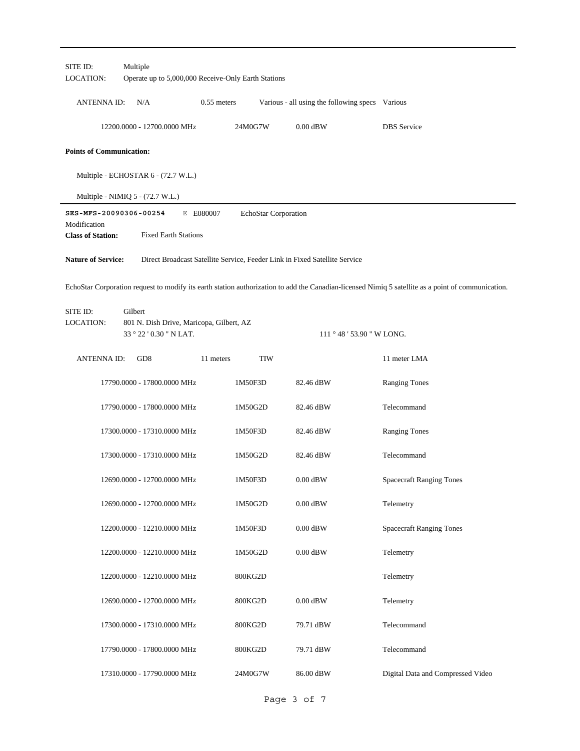SITE ID: Multiple
LOCATION: Operate up to 5,000,000 Receive-Only Earth Stations

| | | | | |
|---|---|---|---|---|
| ANTENNA ID: N/A | 0.55 meters | Various - all using the following specs | Various | |
| 12200.0000 - 12700.0000 MHz | 24M0G7W | 0.00 dBW | DBS Service | |

**Points of Communication:**

Multiple - ECHOSTAR 6 - (72.7 W.L.)

Multiple - NIMIQ 5 - (72.7 W.L.)

---

**SES-MFS-20090306-00254** E E080007 EchoStar Corporation
Modification
**Class of Station:** Fixed Earth Stations

**Nature of Service:** Direct Broadcast Satellite Service, Feeder Link in Fixed Satellite Service

EchoStar Corporation request to modify its earth station authorization to add the Canadian-licensed Nimiq 5 satellite as a point of communication.

SITE ID: Gilbert
LOCATION: 801 N. Dish Drive, Maricopa, Gilbert, AZ
33 ° 22 ' 0.30 " N LAT. 111 ° 48 ' 53.90 " W LONG.

ANTENNA ID: GD8 11 meters TIW 11 meter LMA

| | | | |
|---|---|---|---|
| 17790.0000 - 17800.0000 MHz | 1M50F3D | 82.46 dBW | Ranging Tones |
| 17790.0000 - 17800.0000 MHz | 1M50G2D | 82.46 dBW | Telecommand |
| 17300.0000 - 17310.0000 MHz | 1M50F3D | 82.46 dBW | Ranging Tones |
| 17300.0000 - 17310.0000 MHz | 1M50G2D | 82.46 dBW | Telecommand |
| 12690.0000 - 12700.0000 MHz | 1M50F3D | 0.00 dBW | Spacecraft Ranging Tones |
| 12690.0000 - 12700.0000 MHz | 1M50G2D | 0.00 dBW | Telemetry |
| 12200.0000 - 12210.0000 MHz | 1M50F3D | 0.00 dBW | Spacecraft Ranging Tones |
| 12200.0000 - 12210.0000 MHz | 1M50G2D | 0.00 dBW | Telemetry |
| 12200.0000 - 12210.0000 MHz | 800KG2D | | Telemetry |
| 12690.0000 - 12700.0000 MHz | 800KG2D | 0.00 dBW | Telemetry |
| 17300.0000 - 17310.0000 MHz | 800KG2D | 79.71 dBW | Telecommand |
| 17790.0000 - 17800.0000 MHz | 800KG2D | 79.71 dBW | Telecommand |
| 17310.0000 - 17790.0000 MHz | 24M0G7W | 86.00 dBW | Digital Data and Compressed Video |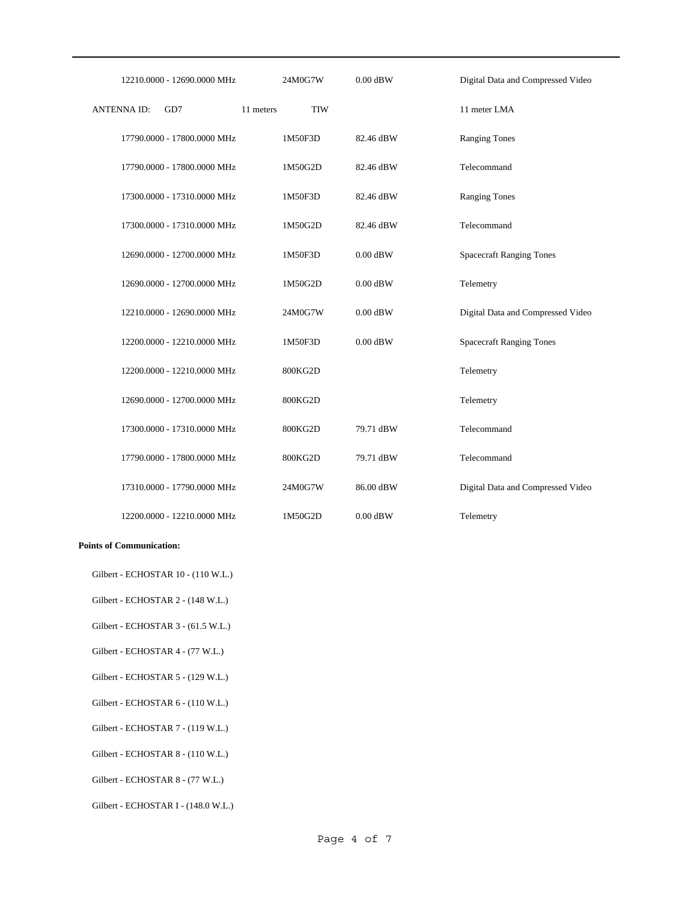| | | | |
|---|---|---|---|
| 12210.0000 - 12690.0000 MHz | 24M0G7W | 0.00 dBW | Digital Data and Compressed Video |
| ANTENNA ID: GD7 11 meters | TIW | | 11 meter LMA |
| 17790.0000 - 17800.0000 MHz | 1M50F3D | 82.46 dBW | Ranging Tones |
| 17790.0000 - 17800.0000 MHz | 1M50G2D | 82.46 dBW | Telecommand |
| 17300.0000 - 17310.0000 MHz | 1M50F3D | 82.46 dBW | Ranging Tones |
| 17300.0000 - 17310.0000 MHz | 1M50G2D | 82.46 dBW | Telecommand |
| 12690.0000 - 12700.0000 MHz | 1M50F3D | 0.00 dBW | Spacecraft Ranging Tones |
| 12690.0000 - 12700.0000 MHz | 1M50G2D | 0.00 dBW | Telemetry |
| 12210.0000 - 12690.0000 MHz | 24M0G7W | 0.00 dBW | Digital Data and Compressed Video |
| 12200.0000 - 12210.0000 MHz | 1M50F3D | 0.00 dBW | Spacecraft Ranging Tones |
| 12200.0000 - 12210.0000 MHz | 800KG2D | | Telemetry |
| 12690.0000 - 12700.0000 MHz | 800KG2D | | Telemetry |
| 17300.0000 - 17310.0000 MHz | 800KG2D | 79.71 dBW | Telecommand |
| 17790.0000 - 17800.0000 MHz | 800KG2D | 79.71 dBW | Telecommand |
| 17310.0000 - 17790.0000 MHz | 24M0G7W | 86.00 dBW | Digital Data and Compressed Video |
| 12200.0000 - 12210.0000 MHz | 1M50G2D | 0.00 dBW | Telemetry |

**Points of Communication:**

Gilbert - ECHOSTAR 10 - (110 W.L.)

Gilbert - ECHOSTAR 2 - (148 W.L.)

Gilbert - ECHOSTAR 3 - (61.5 W.L.)

Gilbert - ECHOSTAR 4 - (77 W.L.)

Gilbert - ECHOSTAR 5 - (129 W.L.)

Gilbert - ECHOSTAR 6 - (110 W.L.)

Gilbert - ECHOSTAR 7 - (119 W.L.)

Gilbert - ECHOSTAR 8 - (110 W.L.)

Gilbert - ECHOSTAR 8 - (77 W.L.)

Gilbert - ECHOSTAR I - (148.0 W.L.)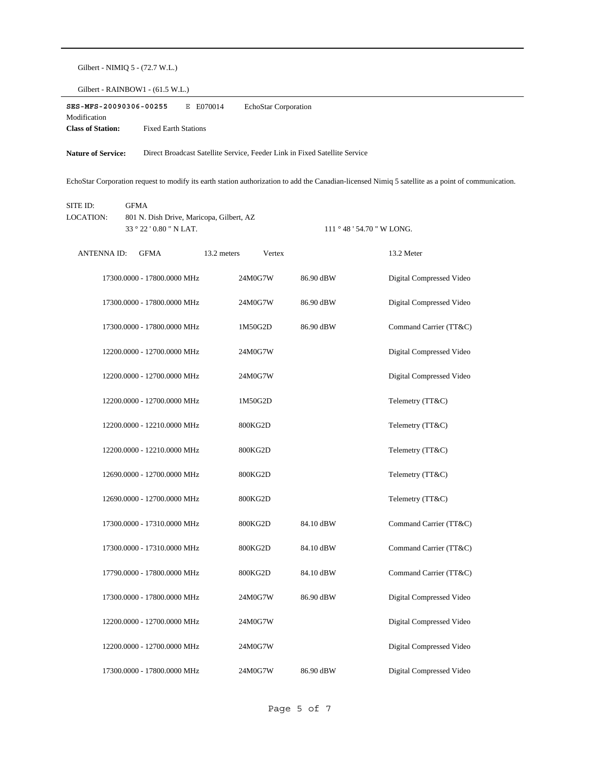Gilbert - NIMIQ 5 - (72.7 W.L.)

Gilbert - RAINBOW1 - (61.5 W.L.)

---

**SES-MFS-20090306-00255** E E070014 EchoStar Corporation

Modification

**Class of Station:** Fixed Earth Stations

**Nature of Service:** Direct Broadcast Satellite Service, Feeder Link in Fixed Satellite Service

EchoStar Corporation request to modify its earth station authorization to add the Canadian-licensed Nimiq 5 satellite as a point of communication.

SITE ID: GFMA

LOCATION: 801 N. Dish Drive, Maricopa, Gilbert, AZ

33 ° 22 ' 0.80 " N LAT. 111 ° 48 ' 54.70 " W LONG.

ANTENNA ID: GFMA 13.2 meters Vertex 13.2 Meter

| | | | |
|---|---|---|---|
| 17300.0000 - 17800.0000 MHz | 24M0G7W | 86.90 dBW | Digital Compressed Video |
| 17300.0000 - 17800.0000 MHz | 24M0G7W | 86.90 dBW | Digital Compressed Video |
| 17300.0000 - 17800.0000 MHz | 1M50G2D | 86.90 dBW | Command Carrier (TT&C) |
| 12200.0000 - 12700.0000 MHz | 24M0G7W | | Digital Compressed Video |
| 12200.0000 - 12700.0000 MHz | 24M0G7W | | Digital Compressed Video |
| 12200.0000 - 12700.0000 MHz | 1M50G2D | | Telemetry (TT&C) |
| 12200.0000 - 12210.0000 MHz | 800KG2D | | Telemetry (TT&C) |
| 12200.0000 - 12210.0000 MHz | 800KG2D | | Telemetry (TT&C) |
| 12690.0000 - 12700.0000 MHz | 800KG2D | | Telemetry (TT&C) |
| 12690.0000 - 12700.0000 MHz | 800KG2D | | Telemetry (TT&C) |
| 17300.0000 - 17310.0000 MHz | 800KG2D | 84.10 dBW | Command Carrier (TT&C) |
| 17300.0000 - 17310.0000 MHz | 800KG2D | 84.10 dBW | Command Carrier (TT&C) |
| 17790.0000 - 17800.0000 MHz | 800KG2D | 84.10 dBW | Command Carrier (TT&C) |
| 17300.0000 - 17800.0000 MHz | 24M0G7W | 86.90 dBW | Digital Compressed Video |
| 12200.0000 - 12700.0000 MHz | 24M0G7W | | Digital Compressed Video |
| 12200.0000 - 12700.0000 MHz | 24M0G7W | | Digital Compressed Video |
| 17300.0000 - 17800.0000 MHz | 24M0G7W | 86.90 dBW | Digital Compressed Video |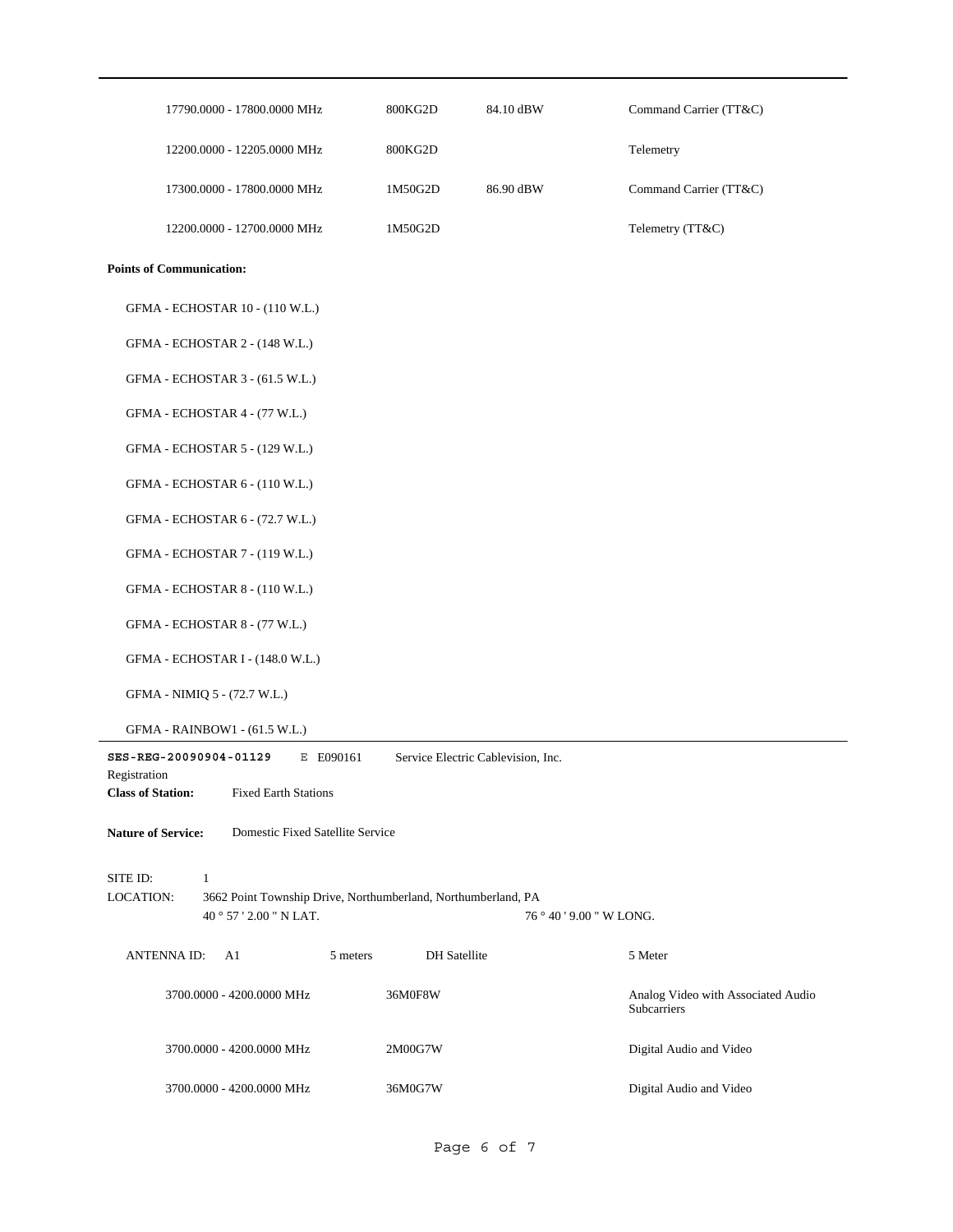| | | | |
|---|---|---|---|
| 17790.0000 - 17800.0000 MHz | 800KG2D | 84.10 dBW | Command Carrier (TT&C) |
| 12200.0000 - 12205.0000 MHz | 800KG2D | | Telemetry |
| 17300.0000 - 17800.0000 MHz | 1M50G2D | 86.90 dBW | Command Carrier (TT&C) |
| 12200.0000 - 12700.0000 MHz | 1M50G2D | | Telemetry (TT&C) |

**Points of Communication:**

GFMA - ECHOSTAR 10 - (110 W.L.)

GFMA - ECHOSTAR 2 - (148 W.L.)

GFMA - ECHOSTAR 3 - (61.5 W.L.)

GFMA - ECHOSTAR 4 - (77 W.L.)

GFMA - ECHOSTAR 5 - (129 W.L.)

GFMA - ECHOSTAR 6 - (110 W.L.)

GFMA - ECHOSTAR 6 - (72.7 W.L.)

GFMA - ECHOSTAR 7 - (119 W.L.)

GFMA - ECHOSTAR 8 - (110 W.L.)

GFMA - ECHOSTAR 8 - (77 W.L.)

GFMA - ECHOSTAR I - (148.0 W.L.)

GFMA - NIMIQ 5 - (72.7 W.L.)

GFMA - RAINBOW1 - (61.5 W.L.)

---

**SES-REG-20090904-01129** E E090161 Service Electric Cablevision, Inc.
Registration

**Class of Station:** Fixed Earth Stations

**Nature of Service:** Domestic Fixed Satellite Service

SITE ID: 1
LOCATION: 3662 Point Township Drive, Northumberland, Northumberland, PA
40 ° 57 ' 2.00 " N LAT. 76 ° 40 ' 9.00 " W LONG.

ANTENNA ID: A1 5 meters DH Satellite 5 Meter

| | | |
|---|---|---|
| 3700.0000 - 4200.0000 MHz | 36M0F8W | Analog Video with Associated Audio Subcarriers |
| 3700.0000 - 4200.0000 MHz | 2M00G7W | Digital Audio and Video |
| 3700.0000 - 4200.0000 MHz | 36M0G7W | Digital Audio and Video |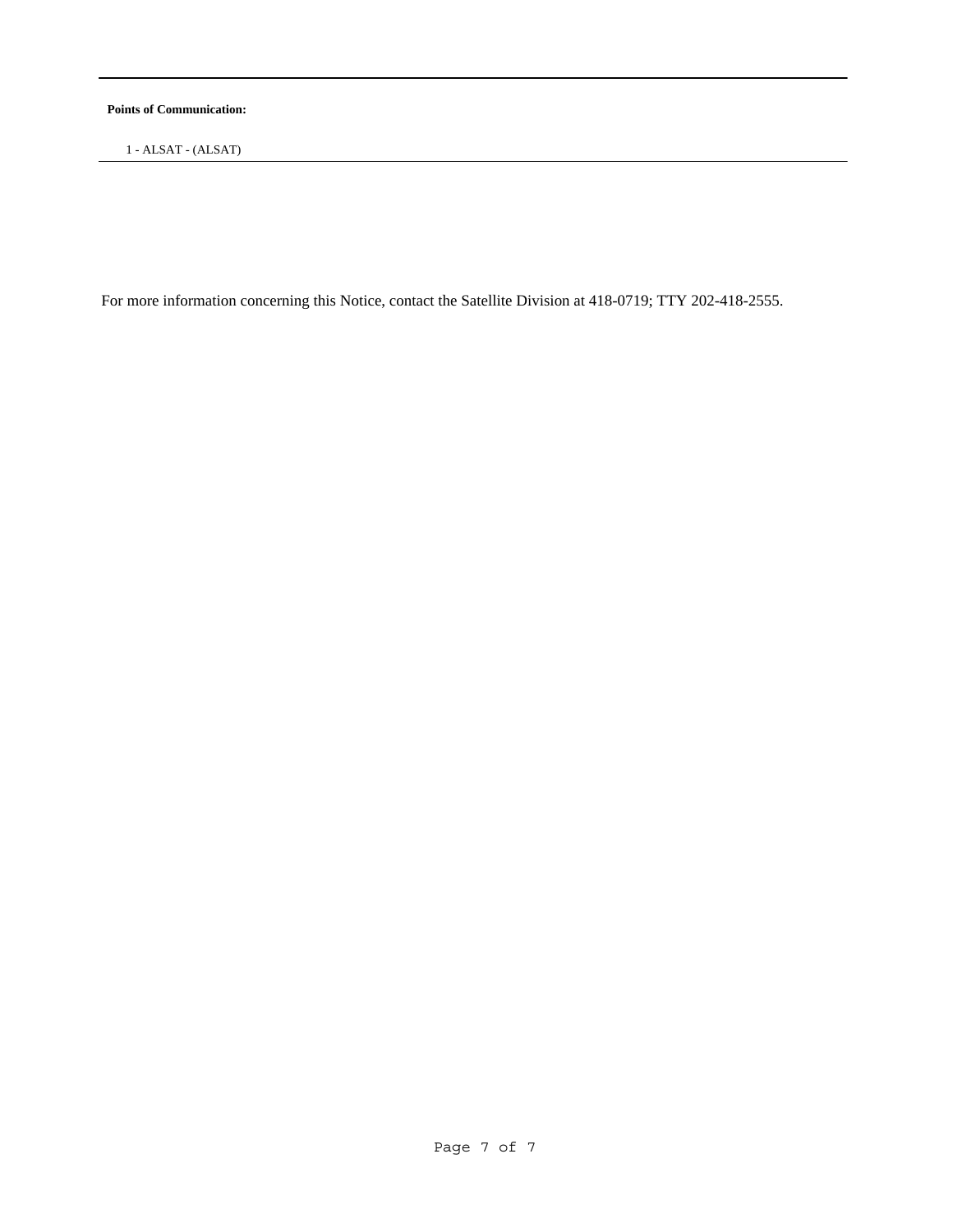**Points of Communication:**

1 - ALSAT - (ALSAT)

---

For more information concerning this Notice, contact the Satellite Division at 418-0719; TTY 202-418-2555.